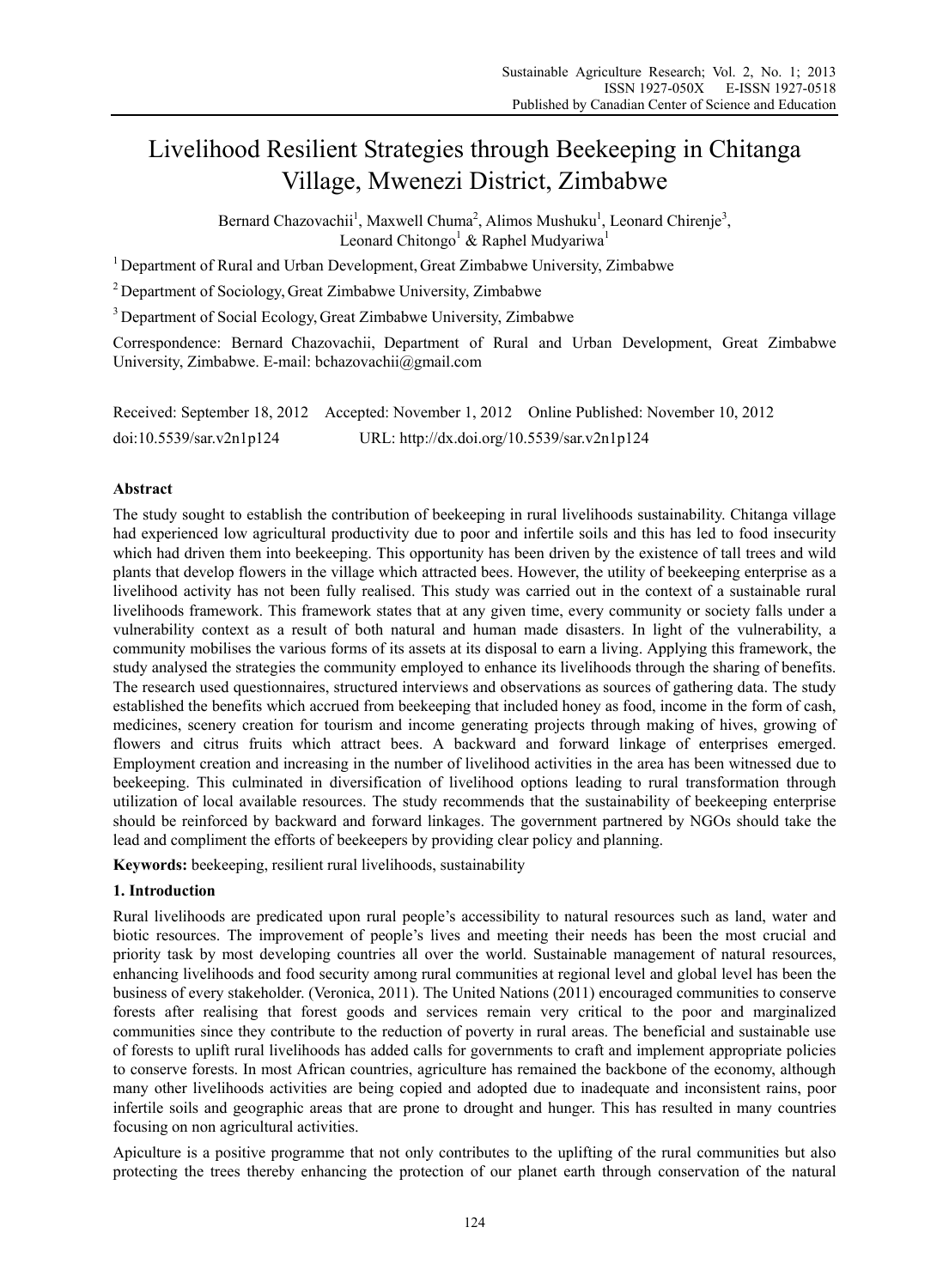# Livelihood Resilient Strategies through Beekeeping in Chitanga Village, Mwenezi District, Zimbabwe

Bernard Chazovachii[1], Maxwell Chuma[2], Alimos Mushuku[1], Leonard Chirenje[3], Leonard Chitongo[1] & Raphel Mudyariwa[1]

[1] Department of Rural and Urban Development, Great Zimbabwe University, Zimbabwe

[2] Department of Sociology, Great Zimbabwe University, Zimbabwe

[3] Department of Social Ecology, Great Zimbabwe University, Zimbabwe

Correspondence: Bernard Chazovachii, Department of Rural and Urban Development, Great Zimbabwe University, Zimbabwe. E-mail: bchazovachii@gmail.com

Received: September 18, 2012 Accepted: November 1, 2012 Online Published: November 10, 2012

doi:10.5539/sar.v2n1p124 URL: http://dx.doi.org/10.5539/sar.v2n1p124

## Abstract

The study sought to establish the contribution of beekeeping in rural livelihoods sustainability. Chitanga village had experienced low agricultural productivity due to poor and infertile soils and this has led to food insecurity which had driven them into beekeeping. This opportunity has been driven by the existence of tall trees and wild plants that develop flowers in the village which attracted bees. However, the utility of beekeeping enterprise as a livelihood activity has not been fully realised. This study was carried out in the context of a sustainable rural livelihoods framework. This framework states that at any given time, every community or society falls under a vulnerability context as a result of both natural and human made disasters. In light of the vulnerability, a community mobilises the various forms of its assets at its disposal to earn a living. Applying this framework, the study analysed the strategies the community employed to enhance its livelihoods through the sharing of benefits. The research used questionnaires, structured interviews and observations as sources of gathering data. The study established the benefits which accrued from beekeeping that included honey as food, income in the form of cash, medicines, scenery creation for tourism and income generating projects through making of hives, growing of flowers and citrus fruits which attract bees. A backward and forward linkage of enterprises emerged. Employment creation and increasing in the number of livelihood activities in the area has been witnessed due to beekeeping. This culminated in diversification of livelihood options leading to rural transformation through utilization of local available resources. The study recommends that the sustainability of beekeeping enterprise should be reinforced by backward and forward linkages. The government partnered by NGOs should take the lead and compliment the efforts of beekeepers by providing clear policy and planning.

**Keywords:** beekeeping, resilient rural livelihoods, sustainability

## 1. Introduction

Rural livelihoods are predicated upon rural people's accessibility to natural resources such as land, water and biotic resources. The improvement of people's lives and meeting their needs has been the most crucial and priority task by most developing countries all over the world. Sustainable management of natural resources, enhancing livelihoods and food security among rural communities at regional level and global level has been the business of every stakeholder. (Veronica, 2011). The United Nations (2011) encouraged communities to conserve forests after realising that forest goods and services remain very critical to the poor and marginalized communities since they contribute to the reduction of poverty in rural areas. The beneficial and sustainable use of forests to uplift rural livelihoods has added calls for governments to craft and implement appropriate policies to conserve forests. In most African countries, agriculture has remained the backbone of the economy, although many other livelihoods activities are being copied and adopted due to inadequate and inconsistent rains, poor infertile soils and geographic areas that are prone to drought and hunger. This has resulted in many countries focusing on non agricultural activities.

Apiculture is a positive programme that not only contributes to the uplifting of the rural communities but also protecting the trees thereby enhancing the protection of our planet earth through conservation of the natural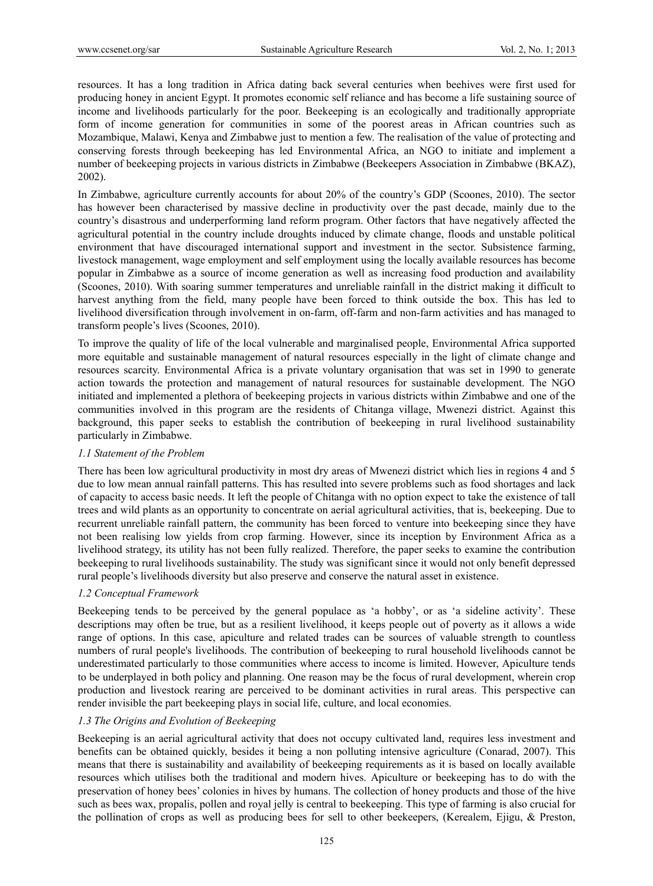resources. It has a long tradition in Africa dating back several centuries when beehives were first used for producing honey in ancient Egypt. It promotes economic self reliance and has become a life sustaining source of income and livelihoods particularly for the poor. Beekeeping is an ecologically and traditionally appropriate form of income generation for communities in some of the poorest areas in African countries such as Mozambique, Malawi, Kenya and Zimbabwe just to mention a few. The realisation of the value of protecting and conserving forests through beekeeping has led Environmental Africa, an NGO to initiate and implement a number of beekeeping projects in various districts in Zimbabwe (Beekeepers Association in Zimbabwe (BKAZ), 2002).

In Zimbabwe, agriculture currently accounts for about 20% of the country's GDP (Scoones, 2010). The sector has however been characterised by massive decline in productivity over the past decade, mainly due to the country's disastrous and underperforming land reform program. Other factors that have negatively affected the agricultural potential in the country include droughts induced by climate change, floods and unstable political environment that have discouraged international support and investment in the sector. Subsistence farming, livestock management, wage employment and self employment using the locally available resources has become popular in Zimbabwe as a source of income generation as well as increasing food production and availability (Scoones, 2010). With soaring summer temperatures and unreliable rainfall in the district making it difficult to harvest anything from the field, many people have been forced to think outside the box. This has led to livelihood diversification through involvement in on-farm, off-farm and non-farm activities and has managed to transform people's lives (Scoones, 2010).

To improve the quality of life of the local vulnerable and marginalised people, Environmental Africa supported more equitable and sustainable management of natural resources especially in the light of climate change and resources scarcity. Environmental Africa is a private voluntary organisation that was set in 1990 to generate action towards the protection and management of natural resources for sustainable development. The NGO initiated and implemented a plethora of beekeeping projects in various districts within Zimbabwe and one of the communities involved in this program are the residents of Chitanga village, Mwenezi district. Against this background, this paper seeks to establish the contribution of beekeeping in rural livelihood sustainability particularly in Zimbabwe.

### *1.1 Statement of the Problem*

There has been low agricultural productivity in most dry areas of Mwenezi district which lies in regions 4 and 5 due to low mean annual rainfall patterns. This has resulted into severe problems such as food shortages and lack of capacity to access basic needs. It left the people of Chitanga with no option expect to take the existence of tall trees and wild plants as an opportunity to concentrate on aerial agricultural activities, that is, beekeeping. Due to recurrent unreliable rainfall pattern, the community has been forced to venture into beekeeping since they have not been realising low yields from crop farming. However, since its inception by Environment Africa as a livelihood strategy, its utility has not been fully realized. Therefore, the paper seeks to examine the contribution beekeeping to rural livelihoods sustainability. The study was significant since it would not only benefit depressed rural people's livelihoods diversity but also preserve and conserve the natural asset in existence.

### *1.2 Conceptual Framework*

Beekeeping tends to be perceived by the general populace as 'a hobby', or as 'a sideline activity'. These descriptions may often be true, but as a resilient livelihood, it keeps people out of poverty as it allows a wide range of options. In this case, apiculture and related trades can be sources of valuable strength to countless numbers of rural people's livelihoods. The contribution of beekeeping to rural household livelihoods cannot be underestimated particularly to those communities where access to income is limited. However, Apiculture tends to be underplayed in both policy and planning. One reason may be the focus of rural development, wherein crop production and livestock rearing are perceived to be dominant activities in rural areas. This perspective can render invisible the part beekeeping plays in social life, culture, and local economies.

### *1.3 The Origins and Evolution of Beekeeping*

Beekeeping is an aerial agricultural activity that does not occupy cultivated land, requires less investment and benefits can be obtained quickly, besides it being a non polluting intensive agriculture (Conarad, 2007). This means that there is sustainability and availability of beekeeping requirements as it is based on locally available resources which utilises both the traditional and modern hives. Apiculture or beekeeping has to do with the preservation of honey bees' colonies in hives by humans. The collection of honey products and those of the hive such as bees wax, propalis, pollen and royal jelly is central to beekeeping. This type of farming is also crucial for the pollination of crops as well as producing bees for sell to other beekeepers, (Kerealem, Ejigu, & Preston,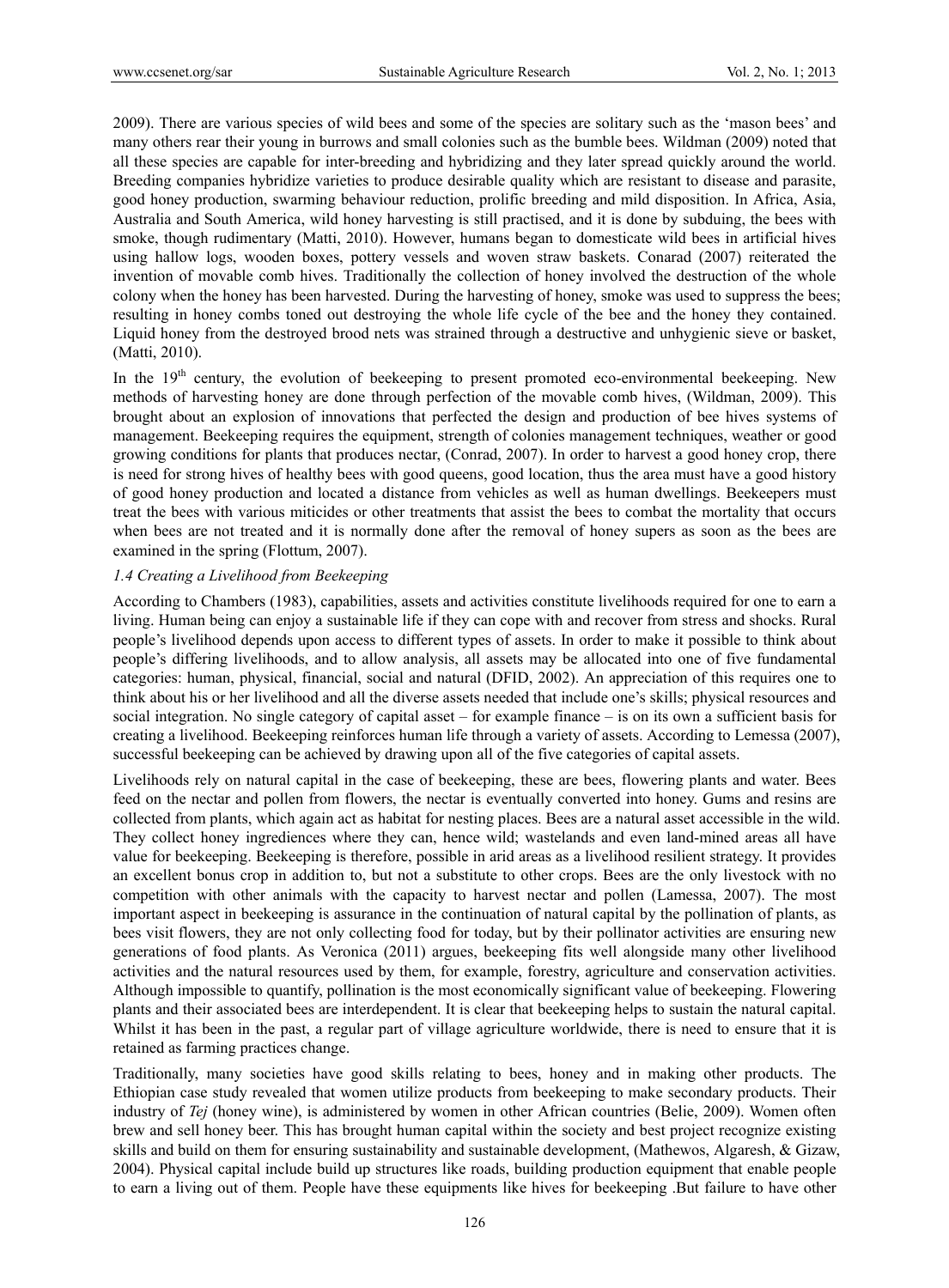2009). There are various species of wild bees and some of the species are solitary such as the 'mason bees' and many others rear their young in burrows and small colonies such as the bumble bees. Wildman (2009) noted that all these species are capable for inter-breeding and hybridizing and they later spread quickly around the world. Breeding companies hybridize varieties to produce desirable quality which are resistant to disease and parasite, good honey production, swarming behaviour reduction, prolific breeding and mild disposition. In Africa, Asia, Australia and South America, wild honey harvesting is still practised, and it is done by subduing, the bees with smoke, though rudimentary (Matti, 2010). However, humans began to domesticate wild bees in artificial hives using hallow logs, wooden boxes, pottery vessels and woven straw baskets. Conarad (2007) reiterated the invention of movable comb hives. Traditionally the collection of honey involved the destruction of the whole colony when the honey has been harvested. During the harvesting of honey, smoke was used to suppress the bees; resulting in honey combs toned out destroying the whole life cycle of the bee and the honey they contained. Liquid honey from the destroyed brood nets was strained through a destructive and unhygienic sieve or basket, (Matti, 2010).

In the 19th century, the evolution of beekeeping to present promoted eco-environmental beekeeping. New methods of harvesting honey are done through perfection of the movable comb hives, (Wildman, 2009). This brought about an explosion of innovations that perfected the design and production of bee hives systems of management. Beekeeping requires the equipment, strength of colonies management techniques, weather or good growing conditions for plants that produces nectar, (Conrad, 2007). In order to harvest a good honey crop, there is need for strong hives of healthy bees with good queens, good location, thus the area must have a good history of good honey production and located a distance from vehicles as well as human dwellings. Beekeepers must treat the bees with various miticides or other treatments that assist the bees to combat the mortality that occurs when bees are not treated and it is normally done after the removal of honey supers as soon as the bees are examined in the spring (Flottum, 2007).

### *1.4 Creating a Livelihood from Beekeeping*

According to Chambers (1983), capabilities, assets and activities constitute livelihoods required for one to earn a living. Human being can enjoy a sustainable life if they can cope with and recover from stress and shocks. Rural people's livelihood depends upon access to different types of assets. In order to make it possible to think about people's differing livelihoods, and to allow analysis, all assets may be allocated into one of five fundamental categories: human, physical, financial, social and natural (DFID, 2002). An appreciation of this requires one to think about his or her livelihood and all the diverse assets needed that include one's skills; physical resources and social integration. No single category of capital asset – for example finance – is on its own a sufficient basis for creating a livelihood. Beekeeping reinforces human life through a variety of assets. According to Lemessa (2007), successful beekeeping can be achieved by drawing upon all of the five categories of capital assets.

Livelihoods rely on natural capital in the case of beekeeping, these are bees, flowering plants and water. Bees feed on the nectar and pollen from flowers, the nectar is eventually converted into honey. Gums and resins are collected from plants, which again act as habitat for nesting places. Bees are a natural asset accessible in the wild. They collect honey ingrediences where they can, hence wild; wastelands and even land-mined areas all have value for beekeeping. Beekeeping is therefore, possible in arid areas as a livelihood resilient strategy. It provides an excellent bonus crop in addition to, but not a substitute to other crops. Bees are the only livestock with no competition with other animals with the capacity to harvest nectar and pollen (Lamessa, 2007). The most important aspect in beekeeping is assurance in the continuation of natural capital by the pollination of plants, as bees visit flowers, they are not only collecting food for today, but by their pollinator activities are ensuring new generations of food plants. As Veronica (2011) argues, beekeeping fits well alongside many other livelihood activities and the natural resources used by them, for example, forestry, agriculture and conservation activities. Although impossible to quantify, pollination is the most economically significant value of beekeeping. Flowering plants and their associated bees are interdependent. It is clear that beekeeping helps to sustain the natural capital. Whilst it has been in the past, a regular part of village agriculture worldwide, there is need to ensure that it is retained as farming practices change.

Traditionally, many societies have good skills relating to bees, honey and in making other products. The Ethiopian case study revealed that women utilize products from beekeeping to make secondary products. Their industry of *Tej* (honey wine), is administered by women in other African countries (Belie, 2009). Women often brew and sell honey beer. This has brought human capital within the society and best project recognize existing skills and build on them for ensuring sustainability and sustainable development, (Mathewos, Algaresh, & Gizaw, 2004). Physical capital include build up structures like roads, building production equipment that enable people to earn a living out of them. People have these equipments like hives for beekeeping .But failure to have other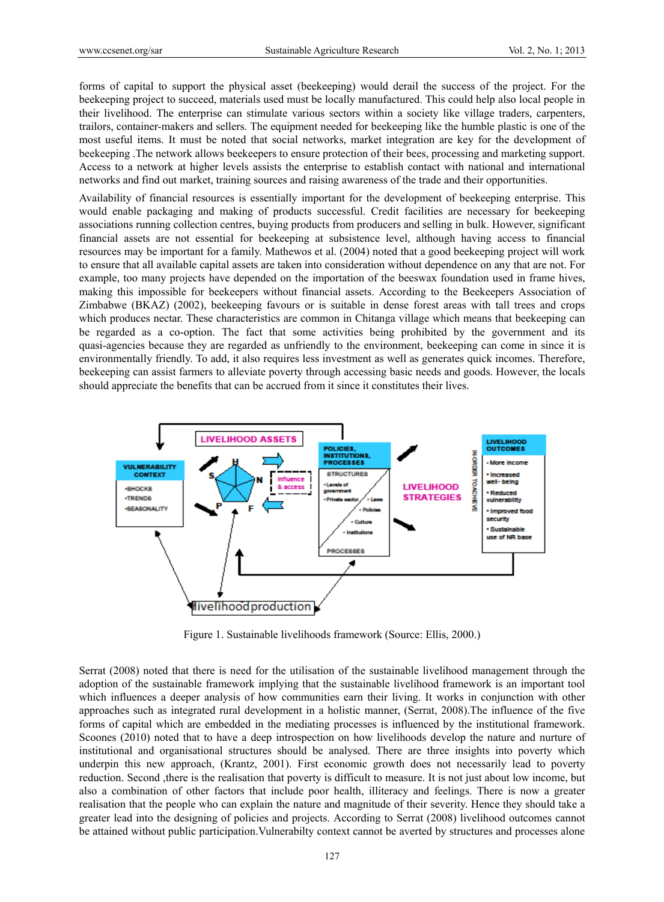forms of capital to support the physical asset (beekeeping) would derail the success of the project. For the beekeeping project to succeed, materials used must be locally manufactured. This could help also local people in their livelihood. The enterprise can stimulate various sectors within a society like village traders, carpenters, trailors, container-makers and sellers. The equipment needed for beekeeping like the humble plastic is one of the most useful items. It must be noted that social networks, market integration are key for the development of beekeeping .The network allows beekeepers to ensure protection of their bees, processing and marketing support. Access to a network at higher levels assists the enterprise to establish contact with national and international networks and find out market, training sources and raising awareness of the trade and their opportunities.

Availability of financial resources is essentially important for the development of beekeeping enterprise. This would enable packaging and making of products successful. Credit facilities are necessary for beekeeping associations running collection centres, buying products from producers and selling in bulk. However, significant financial assets are not essential for beekeeping at subsistence level, although having access to financial resources may be important for a family. Mathewos et al. (2004) noted that a good beekeeping project will work to ensure that all available capital assets are taken into consideration without dependence on any that are not. For example, too many projects have depended on the importation of the beeswax foundation used in frame hives, making this impossible for beekeepers without financial assets. According to the Beekeepers Association of Zimbabwe (BKAZ) (2002), beekeeping favours or is suitable in dense forest areas with tall trees and crops which produces nectar. These characteristics are common in Chitanga village which means that beekeeping can be regarded as a co-option. The fact that some activities being prohibited by the government and its quasi-agencies because they are regarded as unfriendly to the environment, beekeeping can come in since it is environmentally friendly. To add, it also requires less investment as well as generates quick incomes. Therefore, beekeeping can assist farmers to alleviate poverty through accessing basic needs and goods. However, the locals should appreciate the benefits that can be accrued from it since it constitutes their lives.

Figure 1. Sustainable livelihoods framework (Source: Ellis, 2000.)

Serrat (2008) noted that there is need for the utilisation of the sustainable livelihood management through the adoption of the sustainable framework implying that the sustainable livelihood framework is an important tool which influences a deeper analysis of how communities earn their living. It works in conjunction with other approaches such as integrated rural development in a holistic manner, (Serrat, 2008).The influence of the five forms of capital which are embedded in the mediating processes is influenced by the institutional framework. Scoones (2010) noted that to have a deep introspection on how livelihoods develop the nature and nurture of institutional and organisational structures should be analysed. There are three insights into poverty which underpin this new approach, (Krantz, 2001). First economic growth does not necessarily lead to poverty reduction. Second ,there is the realisation that poverty is difficult to measure. It is not just about low income, but also a combination of other factors that include poor health, illiteracy and feelings. There is now a greater realisation that the people who can explain the nature and magnitude of their severity. Hence they should take a greater lead into the designing of policies and projects. According to Serrat (2008) livelihood outcomes cannot be attained without public participation.Vulnerabilty context cannot be averted by structures and processes alone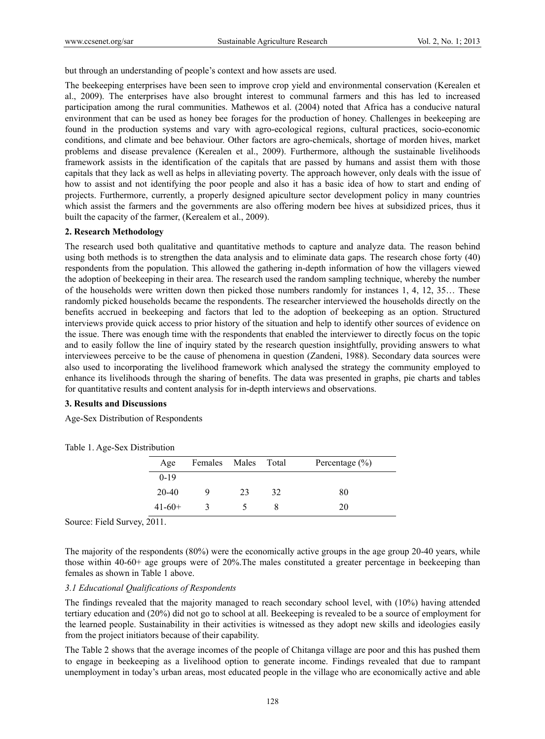but through an understanding of people's context and how assets are used.

The beekeeping enterprises have been seen to improve crop yield and environmental conservation (Kerealen et al., 2009). The enterprises have also brought interest to communal farmers and this has led to increased participation among the rural communities. Mathewos et al. (2004) noted that Africa has a conducive natural environment that can be used as honey bee forages for the production of honey. Challenges in beekeeping are found in the production systems and vary with agro-ecological regions, cultural practices, socio-economic conditions, and climate and bee behaviour. Other factors are agro-chemicals, shortage of morden hives, market problems and disease prevalence (Kerealen et al., 2009). Furthermore, although the sustainable livelihoods framework assists in the identification of the capitals that are passed by humans and assist them with those capitals that they lack as well as helps in alleviating poverty. The approach however, only deals with the issue of how to assist and not identifying the poor people and also it has a basic idea of how to start and ending of projects. Furthermore, currently, a properly designed apiculture sector development policy in many countries which assist the farmers and the governments are also offering modern bee hives at subsidized prices, thus it built the capacity of the farmer, (Kerealem et al., 2009).

## 2. Research Methodology

The research used both qualitative and quantitative methods to capture and analyze data. The reason behind using both methods is to strengthen the data analysis and to eliminate data gaps. The research chose forty (40) respondents from the population. This allowed the gathering in-depth information of how the villagers viewed the adoption of beekeeping in their area. The research used the random sampling technique, whereby the number of the households were written down then picked those numbers randomly for instances 1, 4, 12, 35… These randomly picked households became the respondents. The researcher interviewed the households directly on the benefits accrued in beekeeping and factors that led to the adoption of beekeeping as an option. Structured interviews provide quick access to prior history of the situation and help to identify other sources of evidence on the issue. There was enough time with the respondents that enabled the interviewer to directly focus on the topic and to easily follow the line of inquiry stated by the research question insightfully, providing answers to what interviewees perceive to be the cause of phenomena in question (Zandeni, 1988). Secondary data sources were also used to incorporating the livelihood framework which analysed the strategy the community employed to enhance its livelihoods through the sharing of benefits. The data was presented in graphs, pie charts and tables for quantitative results and content analysis for in-depth interviews and observations.

## 3. Results and Discussions

Age-Sex Distribution of Respondents

Table 1. Age-Sex Distribution

| Age | Females | Males | Total | Percentage (%) |
|---|---|---|---|---|
| 0-19 | | | | |
| 20-40 | 9 | 23 | 32 | 80 |
| 41-60+ | 3 | 5 | 8 | 20 |

Source: Field Survey, 2011.

The majority of the respondents (80%) were the economically active groups in the age group 20-40 years, while those within 40-60+ age groups were of 20%.The males constituted a greater percentage in beekeeping than females as shown in Table 1 above.

### *3.1 Educational Qualifications of Respondents*

The findings revealed that the majority managed to reach secondary school level, with (10%) having attended tertiary education and (20%) did not go to school at all. Beekeeping is revealed to be a source of employment for the learned people. Sustainability in their activities is witnessed as they adopt new skills and ideologies easily from the project initiators because of their capability.

The Table 2 shows that the average incomes of the people of Chitanga village are poor and this has pushed them to engage in beekeeping as a livelihood option to generate income. Findings revealed that due to rampant unemployment in today's urban areas, most educated people in the village who are economically active and able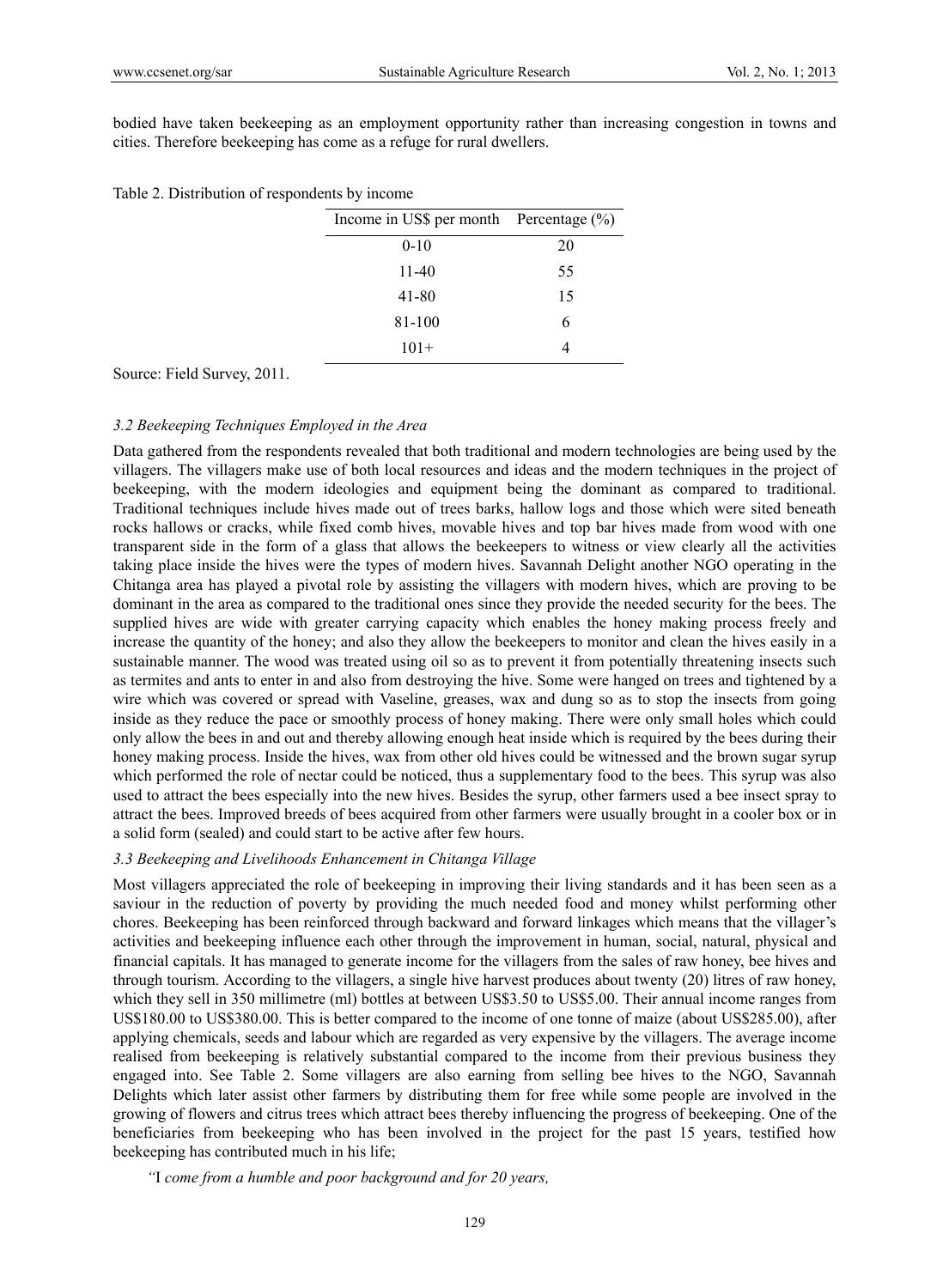bodied have taken beekeeping as an employment opportunity rather than increasing congestion in towns and cities. Therefore beekeeping has come as a refuge for rural dwellers.

Table 2. Distribution of respondents by income

| Income in US$ per month | Percentage (%) |
|---|---|
| 0-10 | 20 |
| 11-40 | 55 |
| 41-80 | 15 |
| 81-100 | 6 |
| 101+ | 4 |

Source: Field Survey, 2011.

### *3.2 Beekeeping Techniques Employed in the Area*

Data gathered from the respondents revealed that both traditional and modern technologies are being used by the villagers. The villagers make use of both local resources and ideas and the modern techniques in the project of beekeeping, with the modern ideologies and equipment being the dominant as compared to traditional. Traditional techniques include hives made out of trees barks, hallow logs and those which were sited beneath rocks hallows or cracks, while fixed comb hives, movable hives and top bar hives made from wood with one transparent side in the form of a glass that allows the beekeepers to witness or view clearly all the activities taking place inside the hives were the types of modern hives. Savannah Delight another NGO operating in the Chitanga area has played a pivotal role by assisting the villagers with modern hives, which are proving to be dominant in the area as compared to the traditional ones since they provide the needed security for the bees. The supplied hives are wide with greater carrying capacity which enables the honey making process freely and increase the quantity of the honey; and also they allow the beekeepers to monitor and clean the hives easily in a sustainable manner. The wood was treated using oil so as to prevent it from potentially threatening insects such as termites and ants to enter in and also from destroying the hive. Some were hanged on trees and tightened by a wire which was covered or spread with Vaseline, greases, wax and dung so as to stop the insects from going inside as they reduce the pace or smoothly process of honey making. There were only small holes which could only allow the bees in and out and thereby allowing enough heat inside which is required by the bees during their honey making process. Inside the hives, wax from other old hives could be witnessed and the brown sugar syrup which performed the role of nectar could be noticed, thus a supplementary food to the bees. This syrup was also used to attract the bees especially into the new hives. Besides the syrup, other farmers used a bee insect spray to attract the bees. Improved breeds of bees acquired from other farmers were usually brought in a cooler box or in a solid form (sealed) and could start to be active after few hours.

### *3.3 Beekeeping and Livelihoods Enhancement in Chitanga Village*

Most villagers appreciated the role of beekeeping in improving their living standards and it has been seen as a saviour in the reduction of poverty by providing the much needed food and money whilst performing other chores. Beekeeping has been reinforced through backward and forward linkages which means that the villager's activities and beekeeping influence each other through the improvement in human, social, natural, physical and financial capitals. It has managed to generate income for the villagers from the sales of raw honey, bee hives and through tourism. According to the villagers, a single hive harvest produces about twenty (20) litres of raw honey, which they sell in 350 millimetre (ml) bottles at between US$3.50 to US$5.00. Their annual income ranges from US$180.00 to US$380.00. This is better compared to the income of one tonne of maize (about US$285.00), after applying chemicals, seeds and labour which are regarded as very expensive by the villagers. The average income realised from beekeeping is relatively substantial compared to the income from their previous business they engaged into. See Table 2. Some villagers are also earning from selling bee hives to the NGO, Savannah Delights which later assist other farmers by distributing them for free while some people are involved in the growing of flowers and citrus trees which attract bees thereby influencing the progress of beekeeping. One of the beneficiaries from beekeeping who has been involved in the project for the past 15 years, testified how beekeeping has contributed much in his life;

*"I come from a humble and poor background and for 20 years,*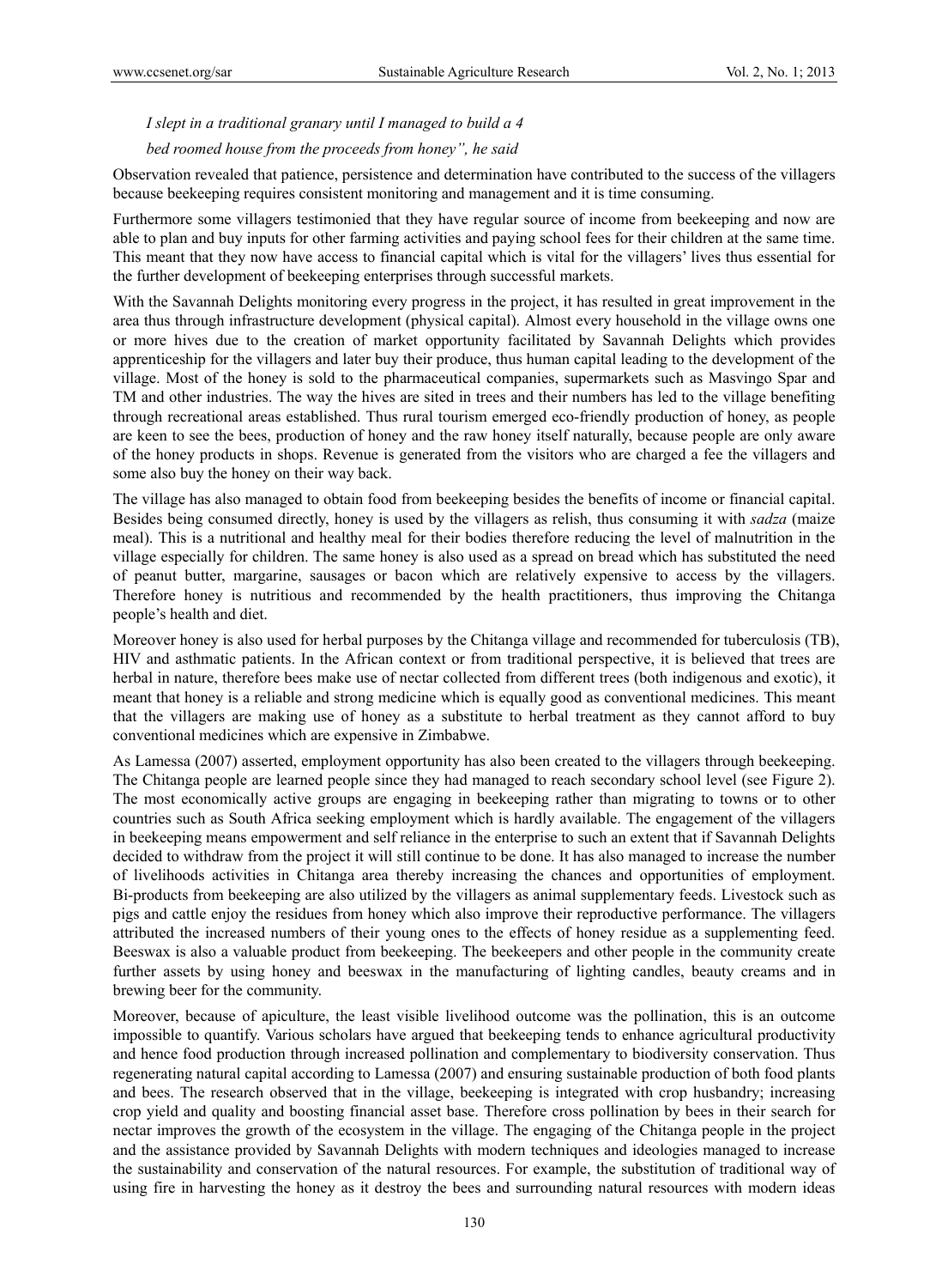*I slept in a traditional granary until I managed to build a 4 bed roomed house from the proceeds from honey", he said*

Observation revealed that patience, persistence and determination have contributed to the success of the villagers because beekeeping requires consistent monitoring and management and it is time consuming.

Furthermore some villagers testimonied that they have regular source of income from beekeeping and now are able to plan and buy inputs for other farming activities and paying school fees for their children at the same time. This meant that they now have access to financial capital which is vital for the villagers' lives thus essential for the further development of beekeeping enterprises through successful markets.

With the Savannah Delights monitoring every progress in the project, it has resulted in great improvement in the area thus through infrastructure development (physical capital). Almost every household in the village owns one or more hives due to the creation of market opportunity facilitated by Savannah Delights which provides apprenticeship for the villagers and later buy their produce, thus human capital leading to the development of the village. Most of the honey is sold to the pharmaceutical companies, supermarkets such as Masvingo Spar and TM and other industries. The way the hives are sited in trees and their numbers has led to the village benefiting through recreational areas established. Thus rural tourism emerged eco-friendly production of honey, as people are keen to see the bees, production of honey and the raw honey itself naturally, because people are only aware of the honey products in shops. Revenue is generated from the visitors who are charged a fee the villagers and some also buy the honey on their way back.

The village has also managed to obtain food from beekeeping besides the benefits of income or financial capital. Besides being consumed directly, honey is used by the villagers as relish, thus consuming it with *sadza* (maize meal). This is a nutritional and healthy meal for their bodies therefore reducing the level of malnutrition in the village especially for children. The same honey is also used as a spread on bread which has substituted the need of peanut butter, margarine, sausages or bacon which are relatively expensive to access by the villagers. Therefore honey is nutritious and recommended by the health practitioners, thus improving the Chitanga people's health and diet.

Moreover honey is also used for herbal purposes by the Chitanga village and recommended for tuberculosis (TB), HIV and asthmatic patients. In the African context or from traditional perspective, it is believed that trees are herbal in nature, therefore bees make use of nectar collected from different trees (both indigenous and exotic), it meant that honey is a reliable and strong medicine which is equally good as conventional medicines. This meant that the villagers are making use of honey as a substitute to herbal treatment as they cannot afford to buy conventional medicines which are expensive in Zimbabwe.

As Lamessa (2007) asserted, employment opportunity has also been created to the villagers through beekeeping. The Chitanga people are learned people since they had managed to reach secondary school level (see Figure 2). The most economically active groups are engaging in beekeeping rather than migrating to towns or to other countries such as South Africa seeking employment which is hardly available. The engagement of the villagers in beekeeping means empowerment and self reliance in the enterprise to such an extent that if Savannah Delights decided to withdraw from the project it will still continue to be done. It has also managed to increase the number of livelihoods activities in Chitanga area thereby increasing the chances and opportunities of employment. Bi-products from beekeeping are also utilized by the villagers as animal supplementary feeds. Livestock such as pigs and cattle enjoy the residues from honey which also improve their reproductive performance. The villagers attributed the increased numbers of their young ones to the effects of honey residue as a supplementing feed. Beeswax is also a valuable product from beekeeping. The beekeepers and other people in the community create further assets by using honey and beeswax in the manufacturing of lighting candles, beauty creams and in brewing beer for the community.

Moreover, because of apiculture, the least visible livelihood outcome was the pollination, this is an outcome impossible to quantify. Various scholars have argued that beekeeping tends to enhance agricultural productivity and hence food production through increased pollination and complementary to biodiversity conservation. Thus regenerating natural capital according to Lamessa (2007) and ensuring sustainable production of both food plants and bees. The research observed that in the village, beekeeping is integrated with crop husbandry; increasing crop yield and quality and boosting financial asset base. Therefore cross pollination by bees in their search for nectar improves the growth of the ecosystem in the village. The engaging of the Chitanga people in the project and the assistance provided by Savannah Delights with modern techniques and ideologies managed to increase the sustainability and conservation of the natural resources. For example, the substitution of traditional way of using fire in harvesting the honey as it destroy the bees and surrounding natural resources with modern ideas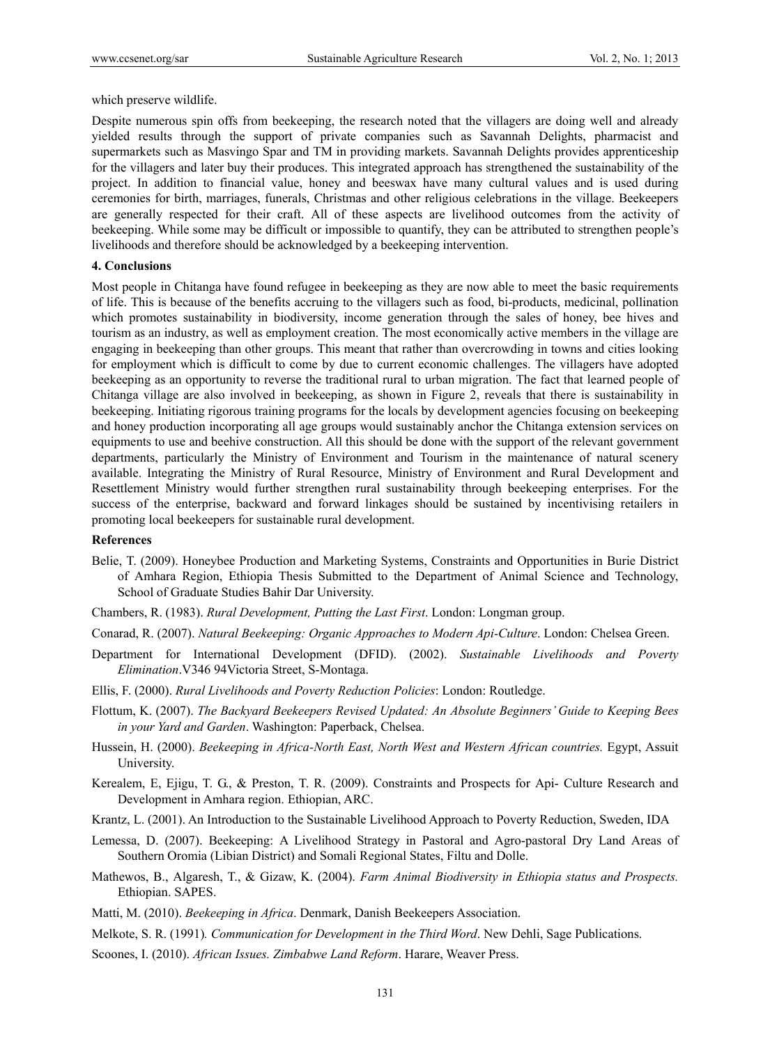which preserve wildlife.

Despite numerous spin offs from beekeeping, the research noted that the villagers are doing well and already yielded results through the support of private companies such as Savannah Delights, pharmacist and supermarkets such as Masvingo Spar and TM in providing markets. Savannah Delights provides apprenticeship for the villagers and later buy their produces. This integrated approach has strengthened the sustainability of the project. In addition to financial value, honey and beeswax have many cultural values and is used during ceremonies for birth, marriages, funerals, Christmas and other religious celebrations in the village. Beekeepers are generally respected for their craft. All of these aspects are livelihood outcomes from the activity of beekeeping. While some may be difficult or impossible to quantify, they can be attributed to strengthen people's livelihoods and therefore should be acknowledged by a beekeeping intervention.

## 4. Conclusions

Most people in Chitanga have found refugee in beekeeping as they are now able to meet the basic requirements of life. This is because of the benefits accruing to the villagers such as food, bi-products, medicinal, pollination which promotes sustainability in biodiversity, income generation through the sales of honey, bee hives and tourism as an industry, as well as employment creation. The most economically active members in the village are engaging in beekeeping than other groups. This meant that rather than overcrowding in towns and cities looking for employment which is difficult to come by due to current economic challenges. The villagers have adopted beekeeping as an opportunity to reverse the traditional rural to urban migration. The fact that learned people of Chitanga village are also involved in beekeeping, as shown in Figure 2, reveals that there is sustainability in beekeeping. Initiating rigorous training programs for the locals by development agencies focusing on beekeeping and honey production incorporating all age groups would sustainably anchor the Chitanga extension services on equipments to use and beehive construction. All this should be done with the support of the relevant government departments, particularly the Ministry of Environment and Tourism in the maintenance of natural scenery available. Integrating the Ministry of Rural Resource, Ministry of Environment and Rural Development and Resettlement Ministry would further strengthen rural sustainability through beekeeping enterprises. For the success of the enterprise, backward and forward linkages should be sustained by incentivising retailers in promoting local beekeepers for sustainable rural development.

## References

Belie, T. (2009). Honeybee Production and Marketing Systems, Constraints and Opportunities in Burie District of Amhara Region, Ethiopia Thesis Submitted to the Department of Animal Science and Technology, School of Graduate Studies Bahir Dar University.

Chambers, R. (1983). *Rural Development, Putting the Last First*. London: Longman group.

Conarad, R. (2007). *Natural Beekeeping: Organic Approaches to Modern Api-Culture*. London: Chelsea Green.

Department for International Development (DFID). (2002). *Sustainable Livelihoods and Poverty Elimination*.V346 94Victoria Street, S-Montaga.

Ellis, F. (2000). *Rural Livelihoods and Poverty Reduction Policies*: London: Routledge.

Flottum, K. (2007). *The Backyard Beekeepers Revised Updated: An Absolute Beginners' Guide to Keeping Bees in your Yard and Garden*. Washington: Paperback, Chelsea.

Hussein, H. (2000). *Beekeeping in Africa-North East, North West and Western African countries.* Egypt, Assuit University.

Kerealem, E, Ejigu, T. G., & Preston, T. R. (2009). Constraints and Prospects for Api- Culture Research and Development in Amhara region. Ethiopian, ARC.

Krantz, L. (2001). An Introduction to the Sustainable Livelihood Approach to Poverty Reduction, Sweden, IDA

Lemessa, D. (2007). Beekeeping: A Livelihood Strategy in Pastoral and Agro-pastoral Dry Land Areas of Southern Oromia (Libian District) and Somali Regional States, Filtu and Dolle.

Mathewos, B., Algaresh, T., & Gizaw, K. (2004). *Farm Animal Biodiversity in Ethiopia status and Prospects.* Ethiopian. SAPES.

Matti, M. (2010). *Beekeeping in Africa*. Denmark, Danish Beekeepers Association.

Melkote, S. R. (1991). *Communication for Development in the Third Word*. New Dehli, Sage Publications.

Scoones, I. (2010). *African Issues. Zimbabwe Land Reform*. Harare, Weaver Press.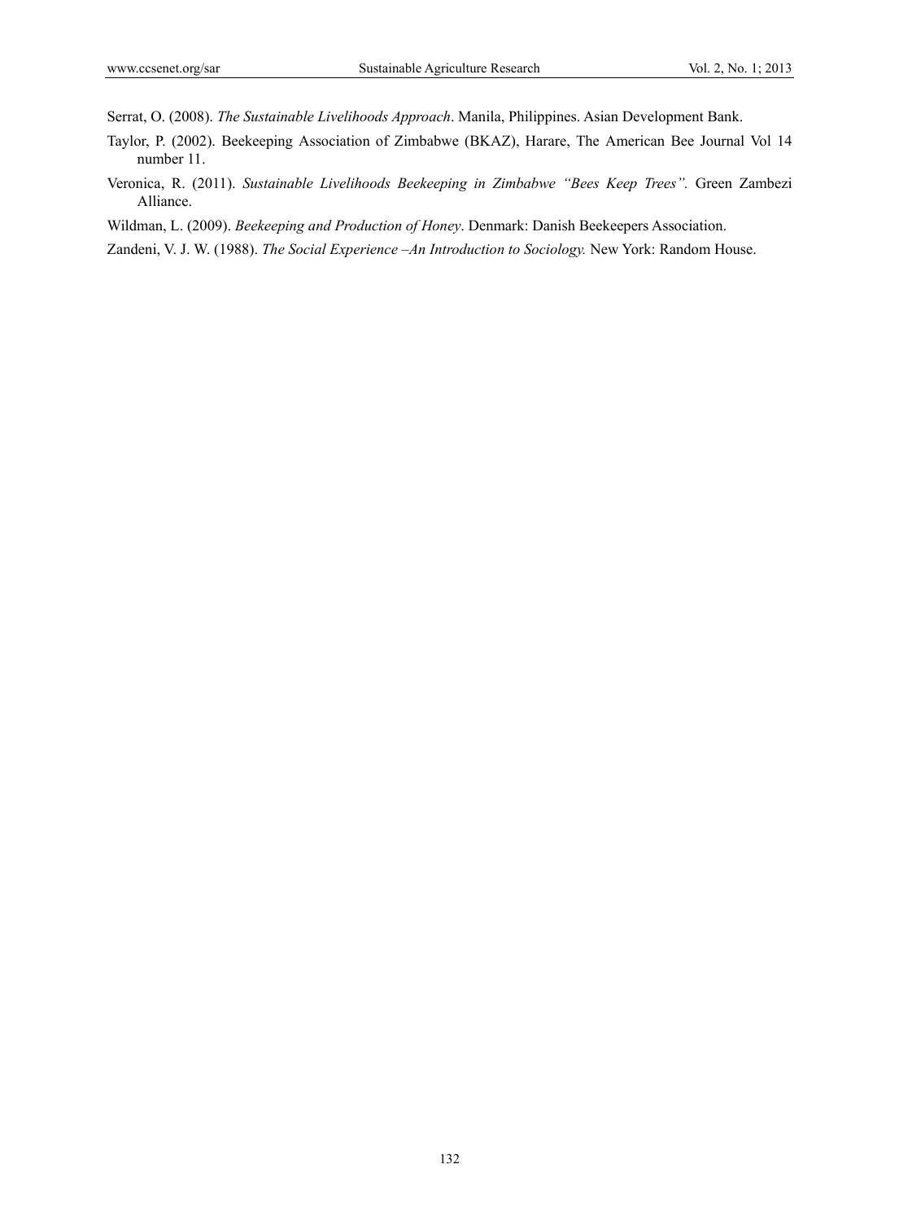Serrat, O. (2008). *The Sustainable Livelihoods Approach*. Manila, Philippines. Asian Development Bank.

Taylor, P. (2002). Beekeeping Association of Zimbabwe (BKAZ), Harare, The American Bee Journal Vol 14 number 11.

Veronica, R. (2011). *Sustainable Livelihoods Beekeeping in Zimbabwe "Bees Keep Trees".* Green Zambezi Alliance.

Wildman, L. (2009). *Beekeeping and Production of Honey*. Denmark: Danish Beekeepers Association.

Zandeni, V. J. W. (1988). *The Social Experience –An Introduction to Sociology.* New York: Random House.